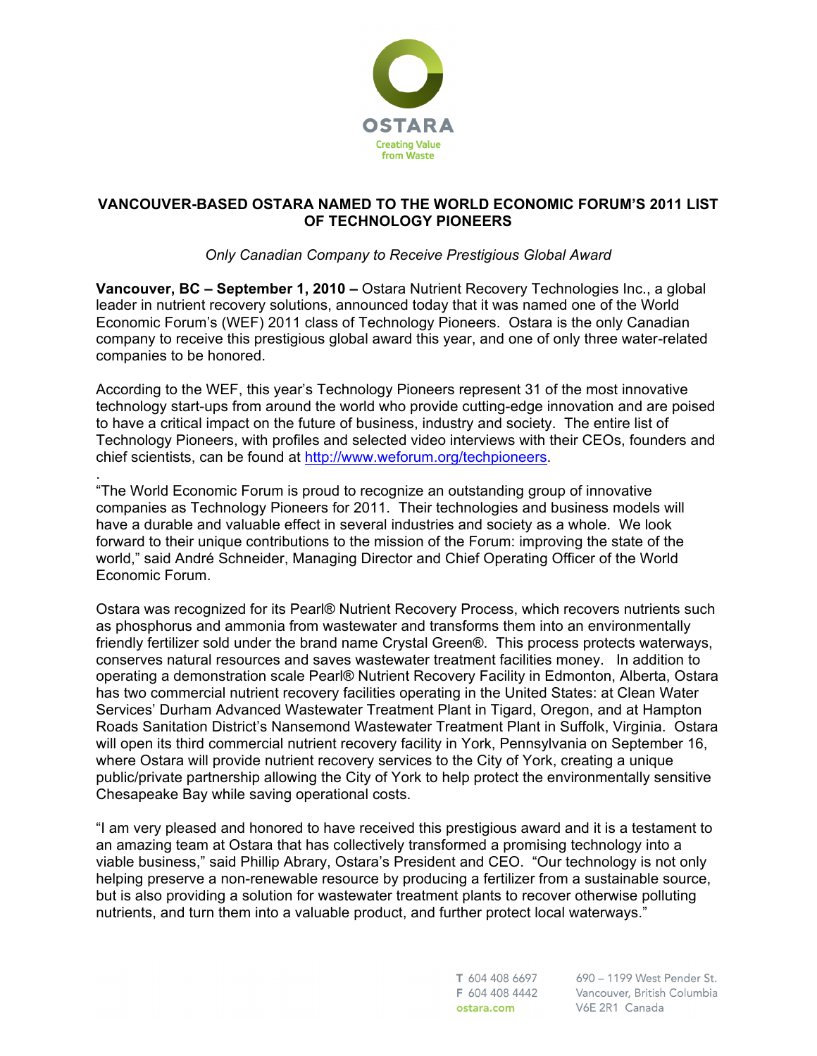OSTARA

Creating Value from Waste

# VANCOUVER-BASED OSTARA NAMED TO THE WORLD ECONOMIC FORUM'S 2011 LIST OF TECHNOLOGY PIONEERS

*Only Canadian Company to Receive Prestigious Global Award*

**Vancouver, BC – September 1, 2010 –** Ostara Nutrient Recovery Technologies Inc., a global leader in nutrient recovery solutions, announced today that it was named one of the World Economic Forum's (WEF) 2011 class of Technology Pioneers. Ostara is the only Canadian company to receive this prestigious global award this year, and one of only three water-related companies to be honored.

According to the WEF, this year's Technology Pioneers represent 31 of the most innovative technology start-ups from around the world who provide cutting-edge innovation and are poised to have a critical impact on the future of business, industry and society. The entire list of Technology Pioneers, with profiles and selected video interviews with their CEOs, founders and chief scientists, can be found at http://www.weforum.org/techpioneers.

"The World Economic Forum is proud to recognize an outstanding group of innovative companies as Technology Pioneers for 2011. Their technologies and business models will have a durable and valuable effect in several industries and society as a whole. We look forward to their unique contributions to the mission of the Forum: improving the state of the world," said André Schneider, Managing Director and Chief Operating Officer of the World Economic Forum.

Ostara was recognized for its Pearl® Nutrient Recovery Process, which recovers nutrients such as phosphorus and ammonia from wastewater and transforms them into an environmentally friendly fertilizer sold under the brand name Crystal Green®. This process protects waterways, conserves natural resources and saves wastewater treatment facilities money. In addition to operating a demonstration scale Pearl® Nutrient Recovery Facility in Edmonton, Alberta, Ostara has two commercial nutrient recovery facilities operating in the United States: at Clean Water Services' Durham Advanced Wastewater Treatment Plant in Tigard, Oregon, and at Hampton Roads Sanitation District's Nansemond Wastewater Treatment Plant in Suffolk, Virginia. Ostara will open its third commercial nutrient recovery facility in York, Pennsylvania on September 16, where Ostara will provide nutrient recovery services to the City of York, creating a unique public/private partnership allowing the City of York to help protect the environmentally sensitive Chesapeake Bay while saving operational costs.

"I am very pleased and honored to have received this prestigious award and it is a testament to an amazing team at Ostara that has collectively transformed a promising technology into a viable business," said Phillip Abrary, Ostara's President and CEO. "Our technology is not only helping preserve a non-renewable resource by producing a fertilizer from a sustainable source, but is also providing a solution for wastewater treatment plants to recover otherwise polluting nutrients, and turn them into a valuable product, and further protect local waterways."

T 604 408 6697
F 604 408 4442
ostara.com

690 – 1199 West Pender St.
Vancouver, British Columbia
V6E 2R1 Canada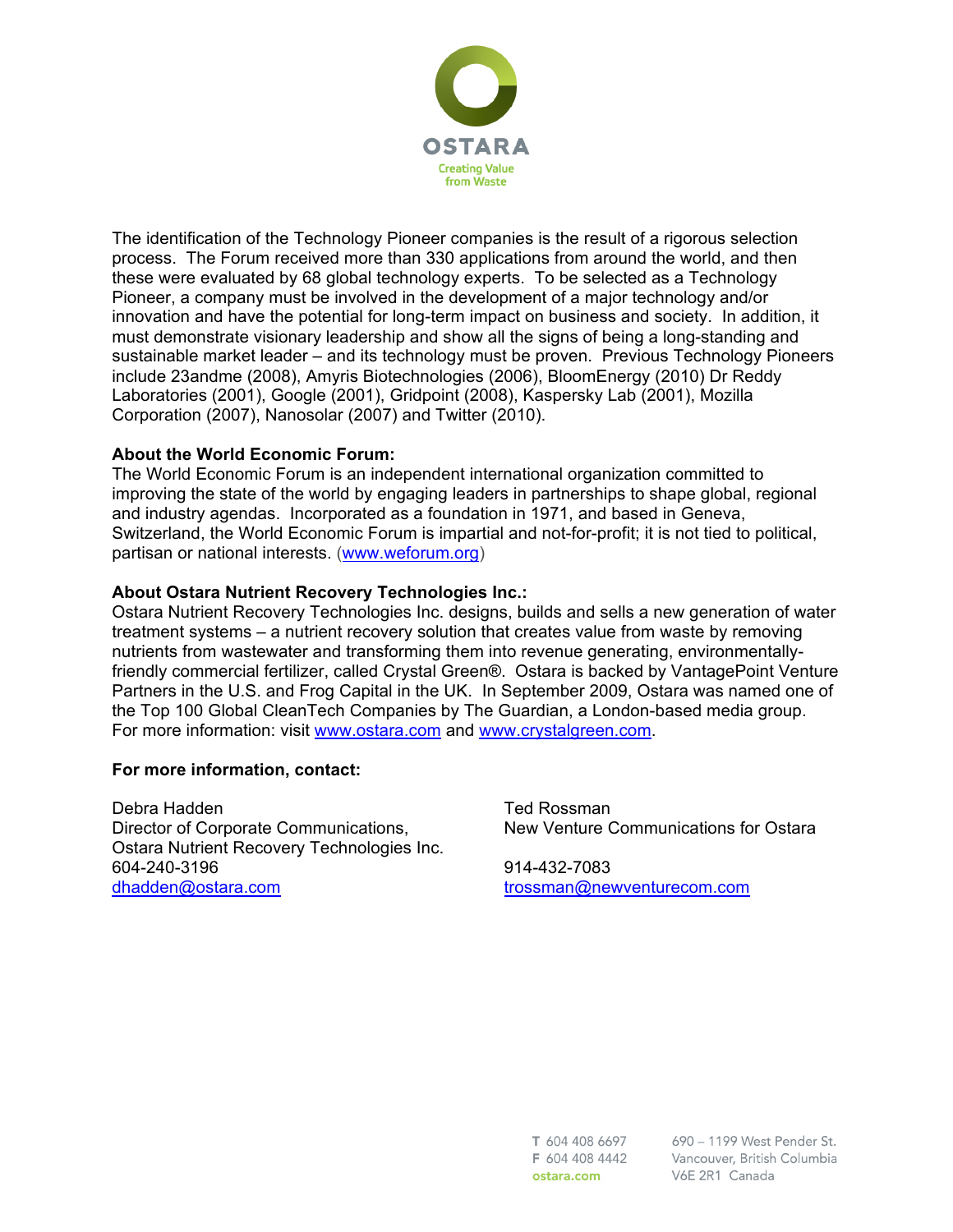OSTARA

Creating Value from Waste

The identification of the Technology Pioneer companies is the result of a rigorous selection process. The Forum received more than 330 applications from around the world, and then these were evaluated by 68 global technology experts. To be selected as a Technology Pioneer, a company must be involved in the development of a major technology and/or innovation and have the potential for long-term impact on business and society. In addition, it must demonstrate visionary leadership and show all the signs of being a long-standing and sustainable market leader – and its technology must be proven. Previous Technology Pioneers include 23andme (2008), Amyris Biotechnologies (2006), BloomEnergy (2010) Dr Reddy Laboratories (2001), Google (2001), Gridpoint (2008), Kaspersky Lab (2001), Mozilla Corporation (2007), Nanosolar (2007) and Twitter (2010).

**About the World Economic Forum:**
The World Economic Forum is an independent international organization committed to improving the state of the world by engaging leaders in partnerships to shape global, regional and industry agendas. Incorporated as a foundation in 1971, and based in Geneva, Switzerland, the World Economic Forum is impartial and not-for-profit; it is not tied to political, partisan or national interests. (www.weforum.org)

**About Ostara Nutrient Recovery Technologies Inc.:**
Ostara Nutrient Recovery Technologies Inc. designs, builds and sells a new generation of water treatment systems – a nutrient recovery solution that creates value from waste by removing nutrients from wastewater and transforming them into revenue generating, environmentally-friendly commercial fertilizer, called Crystal Green®. Ostara is backed by VantagePoint Venture Partners in the U.S. and Frog Capital in the UK. In September 2009, Ostara was named one of the Top 100 Global CleanTech Companies by The Guardian, a London-based media group. For more information: visit www.ostara.com and www.crystalgreen.com.

**For more information, contact:**

Debra Hadden
Director of Corporate Communications,
Ostara Nutrient Recovery Technologies Inc.
604-240-3196
dhadden@ostara.com

Ted Rossman
New Venture Communications for Ostara

914-432-7083
trossman@newventurecom.com

T 604 408 6697
F 604 408 4442
ostara.com

690 – 1199 West Pender St.
Vancouver, British Columbia
V6E 2R1 Canada